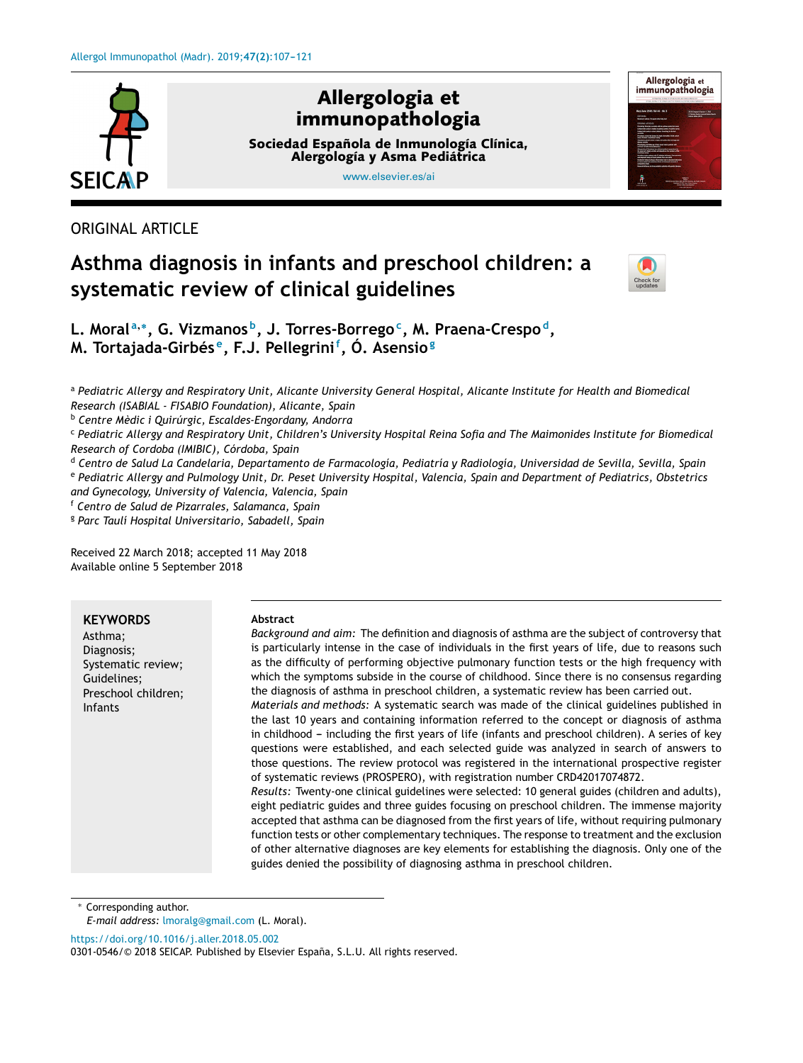ORIGINAL ARTICLE

# Asthma diagnosis in infants and preschool children: a systematic review of clinical guidelines

**L. Moral[a,*], G. Vizmanos[b], J. Torres-Borrego[c], M. Praena-Crespo[d], M. Tortajada-Girbés[e], F.J. Pellegrini[f], Ó. Asensio[g]**

[a] *Pediatric Allergy and Respiratory Unit, Alicante University General Hospital, Alicante Institute for Health and Biomedical Research (ISABIAL - FISABIO Foundation), Alicante, Spain*
[b] *Centre Mèdic i Quirúrgic, Escaldes-Engordany, Andorra*
[c] *Pediatric Allergy and Respiratory Unit, Children's University Hospital Reina Sofia and The Maimonides Institute for Biomedical Research of Cordoba (IMIBIC), Córdoba, Spain*
[d] *Centro de Salud La Candelaria, Departamento de Farmacología, Pediatría y Radiología, Universidad de Sevilla, Sevilla, Spain*
[e] *Pediatric Allergy and Pulmology Unit, Dr. Peset University Hospital, Valencia, Spain and Department of Pediatrics, Obstetrics and Gynecology, University of Valencia, Valencia, Spain*
[f] *Centro de Salud de Pizarrales, Salamanca, Spain*
[g] *Parc Taulí Hospital Universitario, Sabadell, Spain*

Received 22 March 2018; accepted 11 May 2018
Available online 5 September 2018

**KEYWORDS**
Asthma;
Diagnosis;
Systematic review;
Guidelines;
Preschool children;
Infants

**Abstract**

*Background and aim:* The definition and diagnosis of asthma are the subject of controversy that is particularly intense in the case of individuals in the first years of life, due to reasons such as the difficulty of performing objective pulmonary function tests or the high frequency with which the symptoms subside in the course of childhood. Since there is no consensus regarding the diagnosis of asthma in preschool children, a systematic review has been carried out.

*Materials and methods:* A systematic search was made of the clinical guidelines published in the last 10 years and containing information referred to the concept or diagnosis of asthma in childhood – including the first years of life (infants and preschool children). A series of key questions were established, and each selected guide was analyzed in search of answers to those questions. The review protocol was registered in the international prospective register of systematic reviews (PROSPERO), with registration number CRD42017074872.

*Results:* Twenty-one clinical guidelines were selected: 10 general guides (children and adults), eight pediatric guides and three guides focusing on preschool children. The immense majority accepted that asthma can be diagnosed from the first years of life, without requiring pulmonary function tests or other complementary techniques. The response to treatment and the exclusion of other alternative diagnoses are key elements for establishing the diagnosis. Only one of the guides denied the possibility of diagnosing asthma in preschool children.

\* Corresponding author.
*E-mail address:* lmoralg@gmail.com (L. Moral).

https://doi.org/10.1016/j.aller.2018.05.002
0301-0546/© 2018 SEICAP. Published by Elsevier España, S.L.U. All rights reserved.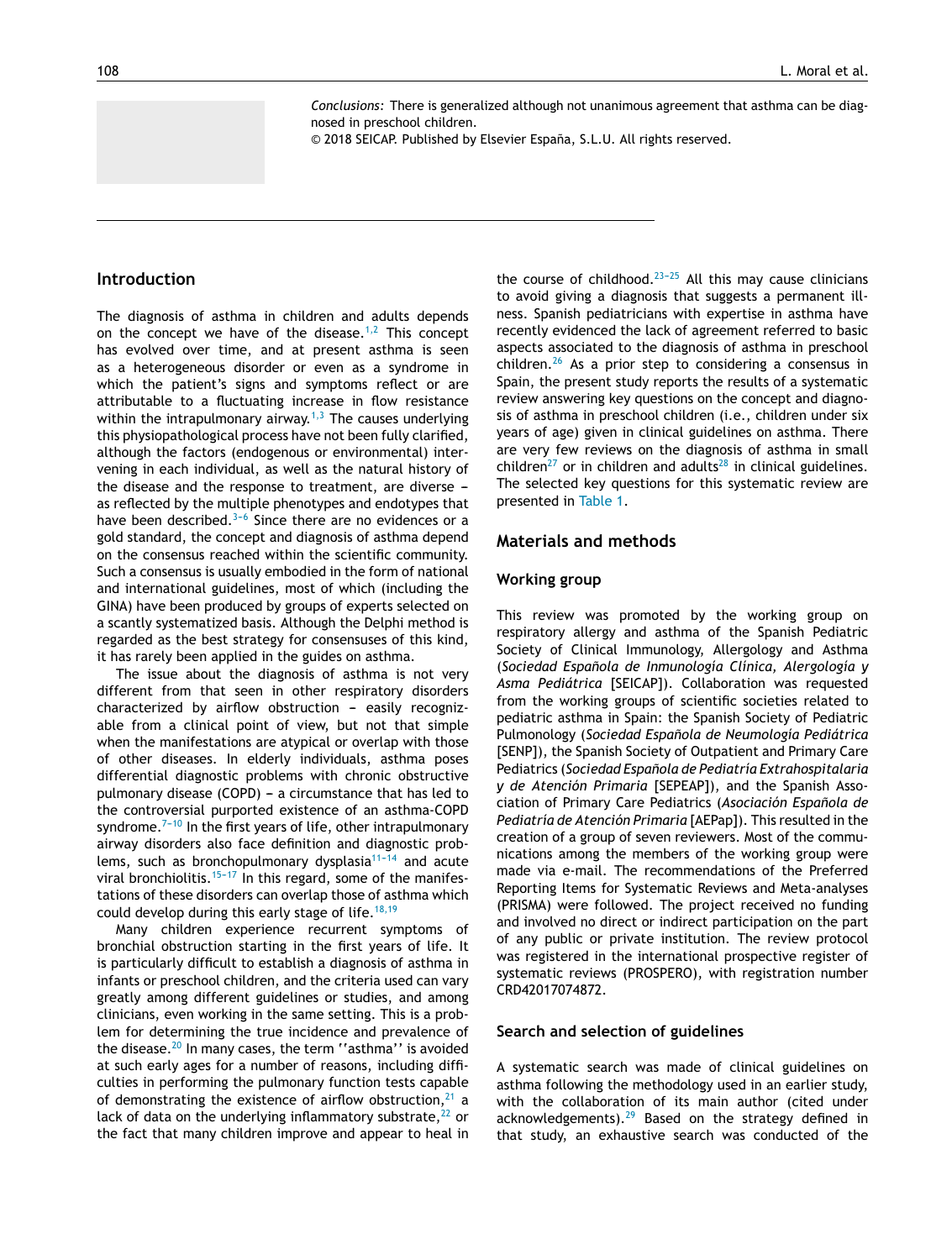*Conclusions:* There is generalized although not unanimous agreement that asthma can be diagnosed in preschool children.

© 2018 SEICAP. Published by Elsevier España, S.L.U. All rights reserved.

## Introduction

The diagnosis of asthma in children and adults depends on the concept we have of the disease.[1,2] This concept has evolved over time, and at present asthma is seen as a heterogeneous disorder or even as a syndrome in which the patient's signs and symptoms reflect or are attributable to a fluctuating increase in flow resistance within the intrapulmonary airway.[1,3] The causes underlying this physiopathological process have not been fully clarified, although the factors (endogenous or environmental) intervening in each individual, as well as the natural history of the disease and the response to treatment, are diverse – as reflected by the multiple phenotypes and endotypes that have been described.[3–6] Since there are no evidences or a gold standard, the concept and diagnosis of asthma depend on the consensus reached within the scientific community. Such a consensus is usually embodied in the form of national and international guidelines, most of which (including the GINA) have been produced by groups of experts selected on a scantly systematized basis. Although the Delphi method is regarded as the best strategy for consensuses of this kind, it has rarely been applied in the guides on asthma.

The issue about the diagnosis of asthma is not very different from that seen in other respiratory disorders characterized by airflow obstruction – easily recognizable from a clinical point of view, but not that simple when the manifestations are atypical or overlap with those of other diseases. In elderly individuals, asthma poses differential diagnostic problems with chronic obstructive pulmonary disease (COPD) – a circumstance that has led to the controversial purported existence of an asthma-COPD syndrome.[7–10] In the first years of life, other intrapulmonary airway disorders also face definition and diagnostic problems, such as bronchopulmonary dysplasia[11–14] and acute viral bronchiolitis.[15–17] In this regard, some of the manifestations of these disorders can overlap those of asthma which could develop during this early stage of life.[18,19]

Many children experience recurrent symptoms of bronchial obstruction starting in the first years of life. It is particularly difficult to establish a diagnosis of asthma in infants or preschool children, and the criteria used can vary greatly among different guidelines or studies, and among clinicians, even working in the same setting. This is a problem for determining the true incidence and prevalence of the disease.[20] In many cases, the term ''asthma'' is avoided at such early ages for a number of reasons, including difficulties in performing the pulmonary function tests capable of demonstrating the existence of airflow obstruction,[21] a lack of data on the underlying inflammatory substrate,[22] or the fact that many children improve and appear to heal in the course of childhood.[23–25] All this may cause clinicians to avoid giving a diagnosis that suggests a permanent illness. Spanish pediatricians with expertise in asthma have recently evidenced the lack of agreement referred to basic aspects associated to the diagnosis of asthma in preschool children.[26] As a prior step to considering a consensus in Spain, the present study reports the results of a systematic review answering key questions on the concept and diagnosis of asthma in preschool children (i.e., children under six years of age) given in clinical guidelines on asthma. There are very few reviews on the diagnosis of asthma in small children[27] or in children and adults[28] in clinical guidelines. The selected key questions for this systematic review are presented in Table 1.

## Materials and methods

### Working group

This review was promoted by the working group on respiratory allergy and asthma of the Spanish Pediatric Society of Clinical Immunology, Allergology and Asthma (*Sociedad Española de Inmunología Clínica, Alergología y Asma Pediátrica* [SEICAP]). Collaboration was requested from the working groups of scientific societies related to pediatric asthma in Spain: the Spanish Society of Pediatric Pulmonology (*Sociedad Española de Neumología Pediátrica* [SENP]), the Spanish Society of Outpatient and Primary Care Pediatrics (*Sociedad Española de Pediatría Extrahospitalaria y de Atención Primaria* [SEPEAP]), and the Spanish Association of Primary Care Pediatrics (*Asociación Española de Pediatría de Atención Primaria* [AEPap]). This resulted in the creation of a group of seven reviewers. Most of the communications among the members of the working group were made via e-mail. The recommendations of the Preferred Reporting Items for Systematic Reviews and Meta-analyses (PRISMA) were followed. The project received no funding and involved no direct or indirect participation on the part of any public or private institution. The review protocol was registered in the international prospective register of systematic reviews (PROSPERO), with registration number CRD42017074872.

### Search and selection of guidelines

A systematic search was made of clinical guidelines on asthma following the methodology used in an earlier study, with the collaboration of its main author (cited under acknowledgements).[29] Based on the strategy defined in that study, an exhaustive search was conducted of the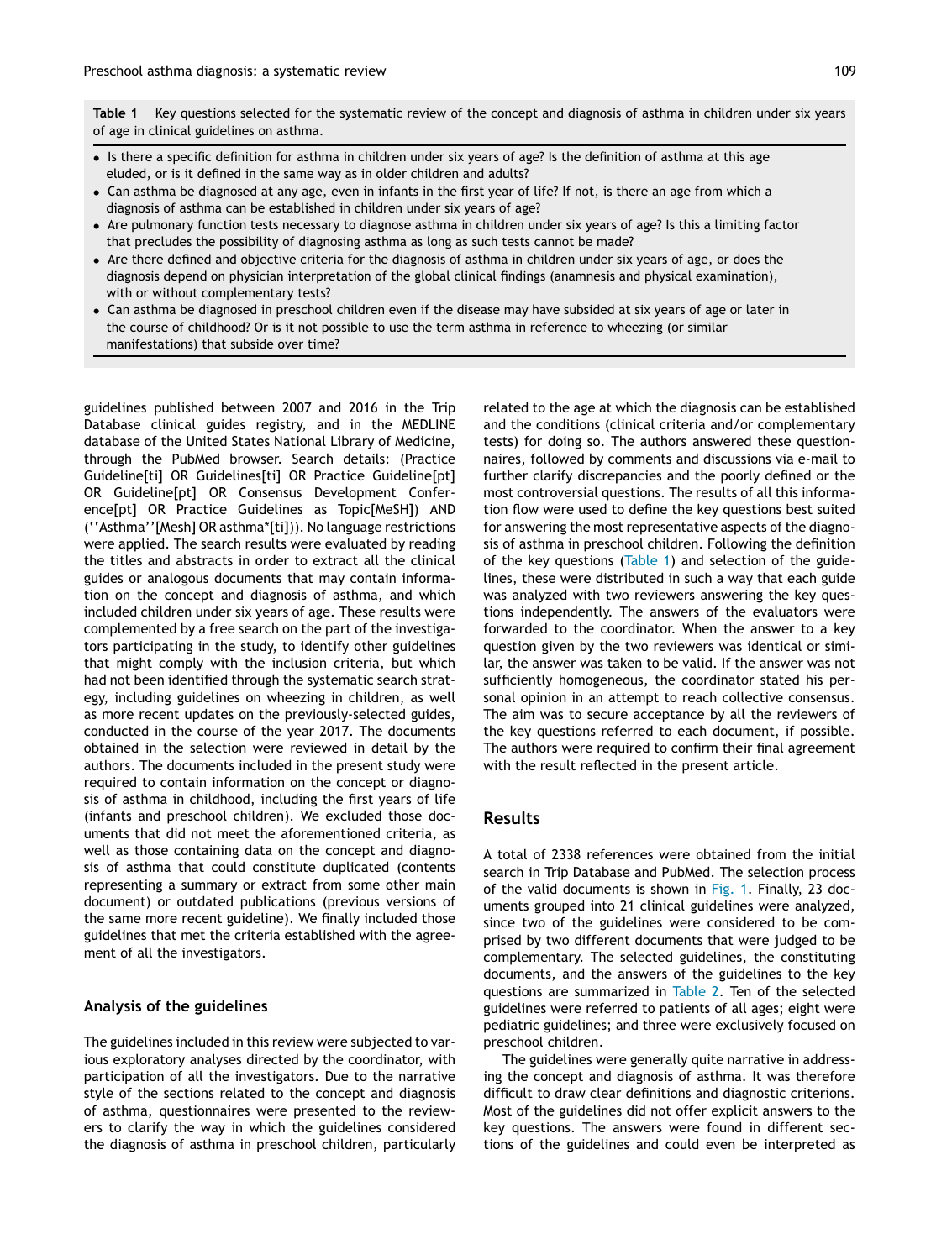**Table 1** Key questions selected for the systematic review of the concept and diagnosis of asthma in children under six years of age in clinical guidelines on asthma.

- Is there a specific definition for asthma in children under six years of age? Is the definition of asthma at this age eluded, or is it defined in the same way as in older children and adults?
- Can asthma be diagnosed at any age, even in infants in the first year of life? If not, is there an age from which a diagnosis of asthma can be established in children under six years of age?
- Are pulmonary function tests necessary to diagnose asthma in children under six years of age? Is this a limiting factor that precludes the possibility of diagnosing asthma as long as such tests cannot be made?
- Are there defined and objective criteria for the diagnosis of asthma in children under six years of age, or does the diagnosis depend on physician interpretation of the global clinical findings (anamnesis and physical examination), with or without complementary tests?
- Can asthma be diagnosed in preschool children even if the disease may have subsided at six years of age or later in the course of childhood? Or is it not possible to use the term asthma in reference to wheezing (or similar manifestations) that subside over time?

guidelines published between 2007 and 2016 in the Trip Database clinical guides registry, and in the MEDLINE database of the United States National Library of Medicine, through the PubMed browser. Search details: (Practice Guideline[ti] OR Guidelines[ti] OR Practice Guideline[pt] OR Guideline[pt] OR Consensus Development Conference[pt] OR Practice Guidelines as Topic[MeSH]) AND (''Asthma''[Mesh] OR asthma*[ti])). No language restrictions were applied. The search results were evaluated by reading the titles and abstracts in order to extract all the clinical guides or analogous documents that may contain information on the concept and diagnosis of asthma, and which included children under six years of age. These results were complemented by a free search on the part of the investigators participating in the study, to identify other guidelines that might comply with the inclusion criteria, but which had not been identified through the systematic search strategy, including guidelines on wheezing in children, as well as more recent updates on the previously-selected guides, conducted in the course of the year 2017. The documents obtained in the selection were reviewed in detail by the authors. The documents included in the present study were required to contain information on the concept or diagnosis of asthma in childhood, including the first years of life (infants and preschool children). We excluded those documents that did not meet the aforementioned criteria, as well as those containing data on the concept and diagnosis of asthma that could constitute duplicated (contents representing a summary or extract from some other main document) or outdated publications (previous versions of the same more recent guideline). We finally included those guidelines that met the criteria established with the agreement of all the investigators.

### Analysis of the guidelines

The guidelines included in this review were subjected to various exploratory analyses directed by the coordinator, with participation of all the investigators. Due to the narrative style of the sections related to the concept and diagnosis of asthma, questionnaires were presented to the reviewers to clarify the way in which the guidelines considered the diagnosis of asthma in preschool children, particularly related to the age at which the diagnosis can be established and the conditions (clinical criteria and/or complementary tests) for doing so. The authors answered these questionnaires, followed by comments and discussions via e-mail to further clarify discrepancies and the poorly defined or the most controversial questions. The results of all this information flow were used to define the key questions best suited for answering the most representative aspects of the diagnosis of asthma in preschool children. Following the definition of the key questions (Table 1) and selection of the guidelines, these were distributed in such a way that each guide was analyzed with two reviewers answering the key questions independently. The answers of the evaluators were forwarded to the coordinator. When the answer to a key question given by the two reviewers was identical or similar, the answer was taken to be valid. If the answer was not sufficiently homogeneous, the coordinator stated his personal opinion in an attempt to reach collective consensus. The aim was to secure acceptance by all the reviewers of the key questions referred to each document, if possible. The authors were required to confirm their final agreement with the result reflected in the present article.

## Results

A total of 2338 references were obtained from the initial search in Trip Database and PubMed. The selection process of the valid documents is shown in Fig. 1. Finally, 23 documents grouped into 21 clinical guidelines were analyzed, since two of the guidelines were considered to be comprised by two different documents that were judged to be complementary. The selected guidelines, the constituting documents, and the answers of the guidelines to the key questions are summarized in Table 2. Ten of the selected guidelines were referred to patients of all ages; eight were pediatric guidelines; and three were exclusively focused on preschool children.

The guidelines were generally quite narrative in addressing the concept and diagnosis of asthma. It was therefore difficult to draw clear definitions and diagnostic criterions. Most of the guidelines did not offer explicit answers to the key questions. The answers were found in different sections of the guidelines and could even be interpreted as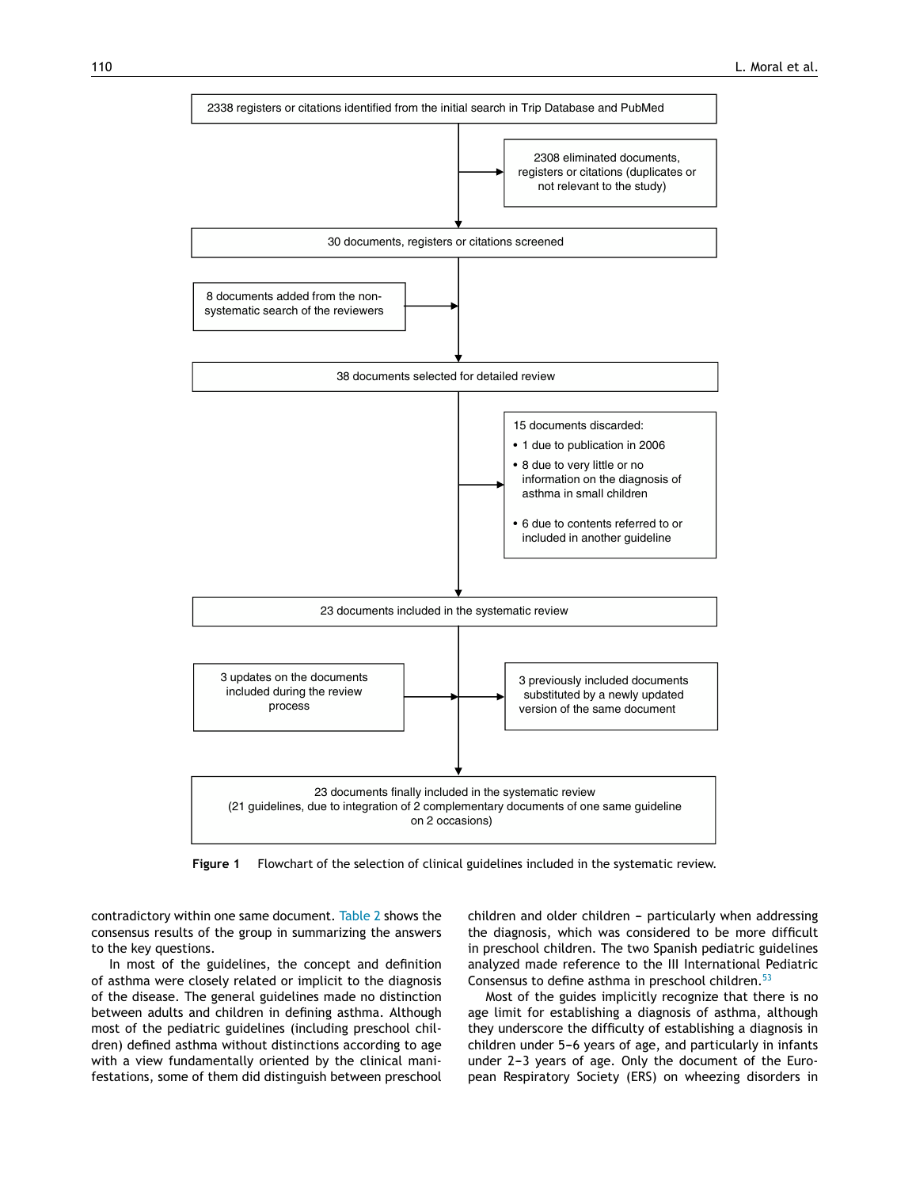2338 registers or citations identified from the initial search in Trip Database and PubMed

→ 2308 eliminated documents, registers or citations (duplicates or not relevant to the study)

30 documents, registers or citations screened

← 8 documents added from the non-systematic search of the reviewers

38 documents selected for detailed review

→ 15 documents discarded:

- 1 due to publication in 2006
- 8 due to very little or no information on the diagnosis of asthma in small children
- 6 due to contents referred to or included in another guideline

23 documents included in the systematic review

← 3 updates on the documents included during the review process

→ 3 previously included documents substituted by a newly updated version of the same document

23 documents finally included in the systematic review (21 guidelines, due to integration of 2 complementary documents of one same guideline on 2 occasions)

**Figure 1** Flowchart of the selection of clinical guidelines included in the systematic review.

contradictory within one same document. Table 2 shows the consensus results of the group in summarizing the answers to the key questions.

In most of the guidelines, the concept and definition of asthma were closely related or implicit to the diagnosis of the disease. The general guidelines made no distinction between adults and children in defining asthma. Although most of the pediatric guidelines (including preschool children) defined asthma without distinctions according to age with a view fundamentally oriented by the clinical manifestations, some of them did distinguish between preschool children and older children – particularly when addressing the diagnosis, which was considered to be more difficult in preschool children. The two Spanish pediatric guidelines analyzed made reference to the III International Pediatric Consensus to define asthma in preschool children.[53]

Most of the guides implicitly recognize that there is no age limit for establishing a diagnosis of asthma, although they underscore the difficulty of establishing a diagnosis in children under 5–6 years of age, and particularly in infants under 2–3 years of age. Only the document of the European Respiratory Society (ERS) on wheezing disorders in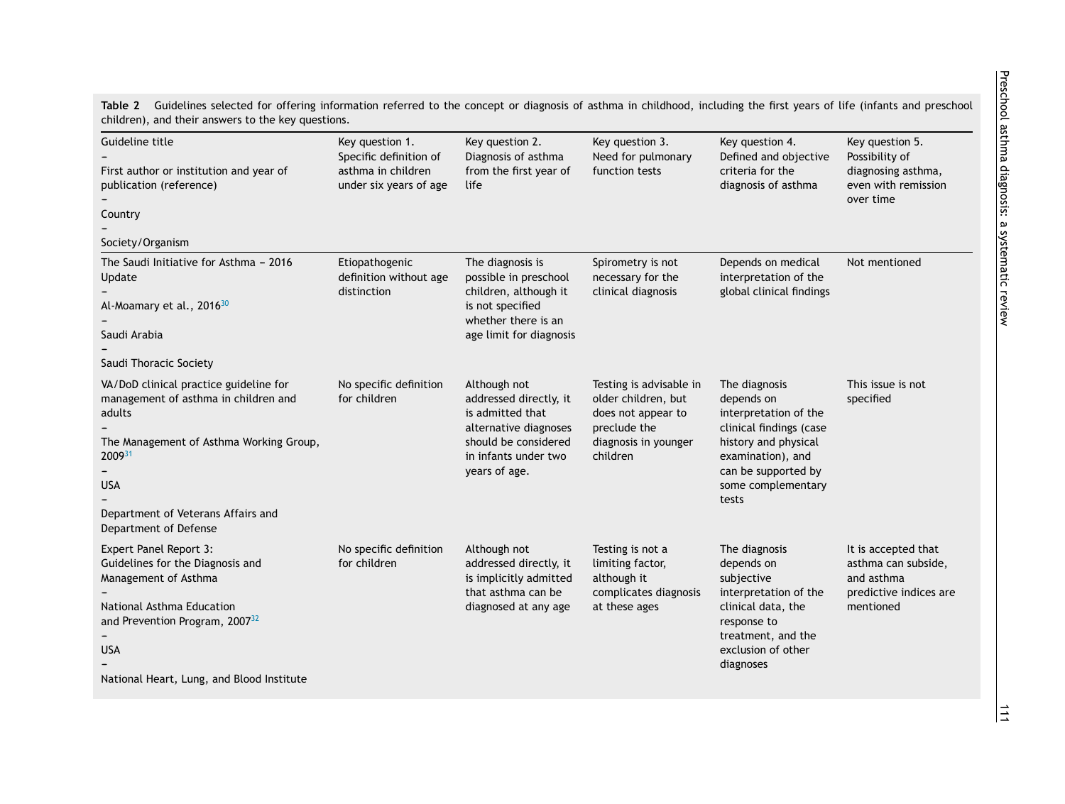**Table 2** Guidelines selected for offering information referred to the concept or diagnosis of asthma in childhood, including the first years of life (infants and preschool children), and their answers to the key questions.

| Guideline title – First author or institution and year of publication (reference) – Country – Society/Organism | Key question 1. Specific definition of asthma in children under six years of age | Key question 2. Diagnosis of asthma from the first year of life | Key question 3. Need for pulmonary function tests | Key question 4. Defined and objective criteria for the diagnosis of asthma | Key question 5. Possibility of diagnosing asthma, even with remission over time |
|---|---|---|---|---|---|
| The Saudi Initiative for Asthma – 2016 Update – Al-Moamary et al., 2016[30] – Saudi Arabia – Saudi Thoracic Society | Etiopathogenic definition without age distinction | The diagnosis is possible in preschool children, although it is not specified whether there is an age limit for diagnosis | Spirometry is not necessary for the clinical diagnosis | Depends on medical interpretation of the global clinical findings | Not mentioned |
| VA/DoD clinical practice guideline for management of asthma in children and adults – The Management of Asthma Working Group, 2009[31] – USA – Department of Veterans Affairs and Department of Defense | No specific definition for children | Although not addressed directly, it is admitted that alternative diagnoses should be considered in infants under two years of age. | Testing is advisable in older children, but does not appear to preclude the diagnosis in younger children | The diagnosis depends on interpretation of the clinical findings (case history and physical examination), and can be supported by some complementary tests | This issue is not specified |
| Expert Panel Report 3: Guidelines for the Diagnosis and Management of Asthma – National Asthma Education and Prevention Program, 2007[32] – USA – National Heart, Lung, and Blood Institute | No specific definition for children | Although not addressed directly, it is implicitly admitted that asthma can be diagnosed at any age | Testing is not a limiting factor, although it complicates diagnosis at these ages | The diagnosis depends on subjective interpretation of the clinical data, the response to treatment, and the exclusion of other diagnoses | It is accepted that asthma can subside, and asthma predictive indices are mentioned |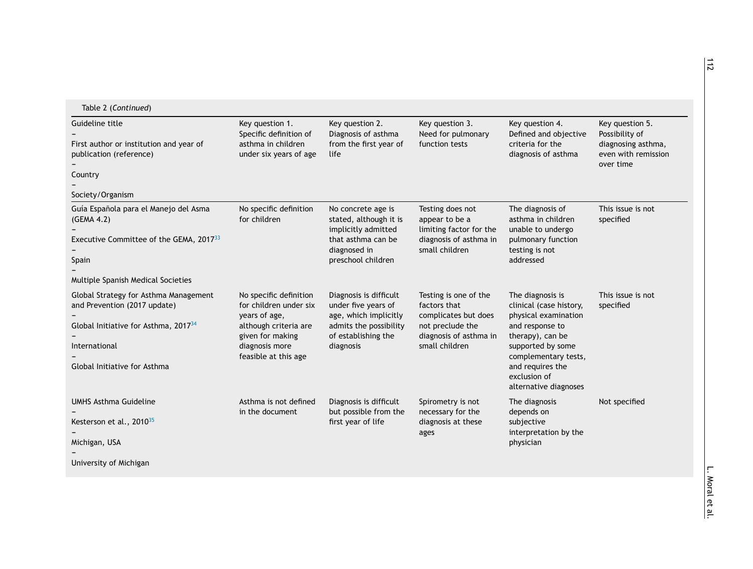Table 2 (*Continued*)

| Guideline title – First author or institution and year of publication (reference) – Country – Society/Organism | Key question 1. Specific definition of asthma in children under six years of age | Key question 2. Diagnosis of asthma from the first year of life | Key question 3. Need for pulmonary function tests | Key question 4. Defined and objective criteria for the diagnosis of asthma | Key question 5. Possibility of diagnosing asthma, even with remission over time |
|---|---|---|---|---|---|
| Guía Española para el Manejo del Asma (GEMA 4.2) – Executive Committee of the GEMA, 2017[33] – Spain – Multiple Spanish Medical Societies | No specific definition for children | No concrete age is stated, although it is implicitly admitted that asthma can be diagnosed in preschool children | Testing does not appear to be a limiting factor for the diagnosis of asthma in small children | The diagnosis of asthma in children unable to undergo pulmonary function testing is not addressed | This issue is not specified |
| Global Strategy for Asthma Management and Prevention (2017 update) – Global Initiative for Asthma, 2017[34] – International – Global Initiative for Asthma | No specific definition for children under six years of age, although criteria are given for making diagnosis more feasible at this age | Diagnosis is difficult under five years of age, which implicitly admits the possibility of establishing the diagnosis | Testing is one of the factors that complicates but does not preclude the diagnosis of asthma in small children | The diagnosis is clinical (case history, physical examination and response to therapy), can be supported by some complementary tests, and requires the exclusion of alternative diagnoses | This issue is not specified |
| UMHS Asthma Guideline – Kesterson et al., 2010[35] – Michigan, USA – University of Michigan | Asthma is not defined in the document | Diagnosis is difficult but possible from the first year of life | Spirometry is not necessary for the diagnosis at these ages | The diagnosis depends on subjective interpretation by the physician | Not specified |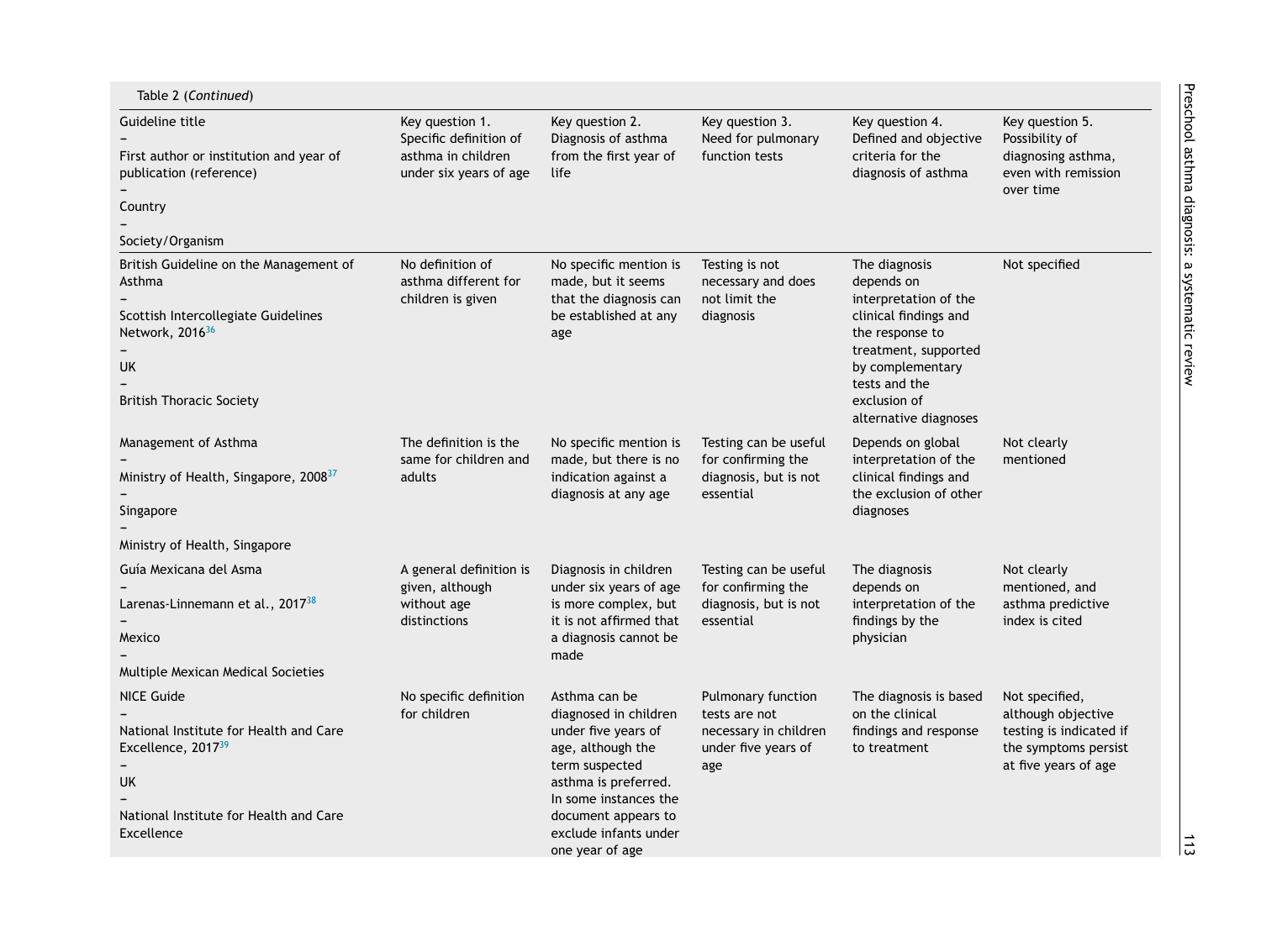Table 2 (*Continued*)

| Guideline title – First author or institution and year of publication (reference) – Country – Society/Organism | Key question 1. Specific definition of asthma in children under six years of age | Key question 2. Diagnosis of asthma from the first year of life | Key question 3. Need for pulmonary function tests | Key question 4. Defined and objective criteria for the diagnosis of asthma | Key question 5. Possibility of diagnosing asthma, even with remission over time |
|---|---|---|---|---|---|
| British Guideline on the Management of Asthma – Scottish Intercollegiate Guidelines Network, 2016[36] – UK – British Thoracic Society | No definition of asthma different for children is given | No specific mention is made, but it seems that the diagnosis can be established at any age | Testing is not necessary and does not limit the diagnosis | The diagnosis depends on interpretation of the clinical findings and the response to treatment, supported by complementary tests and the exclusion of alternative diagnoses | Not specified |
| Management of Asthma – Ministry of Health, Singapore, 2008[37] – Singapore – Ministry of Health, Singapore | The definition is the same for children and adults | No specific mention is made, but there is no indication against a diagnosis at any age | Testing can be useful for confirming the diagnosis, but is not essential | Depends on global interpretation of the clinical findings and the exclusion of other diagnoses | Not clearly mentioned |
| Guía Mexicana del Asma – Larenas-Linnemann et al., 2017[38] – Mexico – Multiple Mexican Medical Societies | A general definition is given, although without age distinctions | Diagnosis in children under six years of age is more complex, but it is not affirmed that a diagnosis cannot be made | Testing can be useful for confirming the diagnosis, but is not essential | The diagnosis depends on interpretation of the findings by the physician | Not clearly mentioned, and asthma predictive index is cited |
| NICE Guide – National Institute for Health and Care Excellence, 2017[39] – UK – National Institute for Health and Care Excellence | No specific definition for children | Asthma can be diagnosed in children under five years of age, although the term suspected asthma is preferred. In some instances the document appears to exclude infants under one year of age | Pulmonary function tests are not necessary in children under five years of age | The diagnosis is based on the clinical findings and response to treatment | Not specified, although objective testing is indicated if the symptoms persist at five years of age |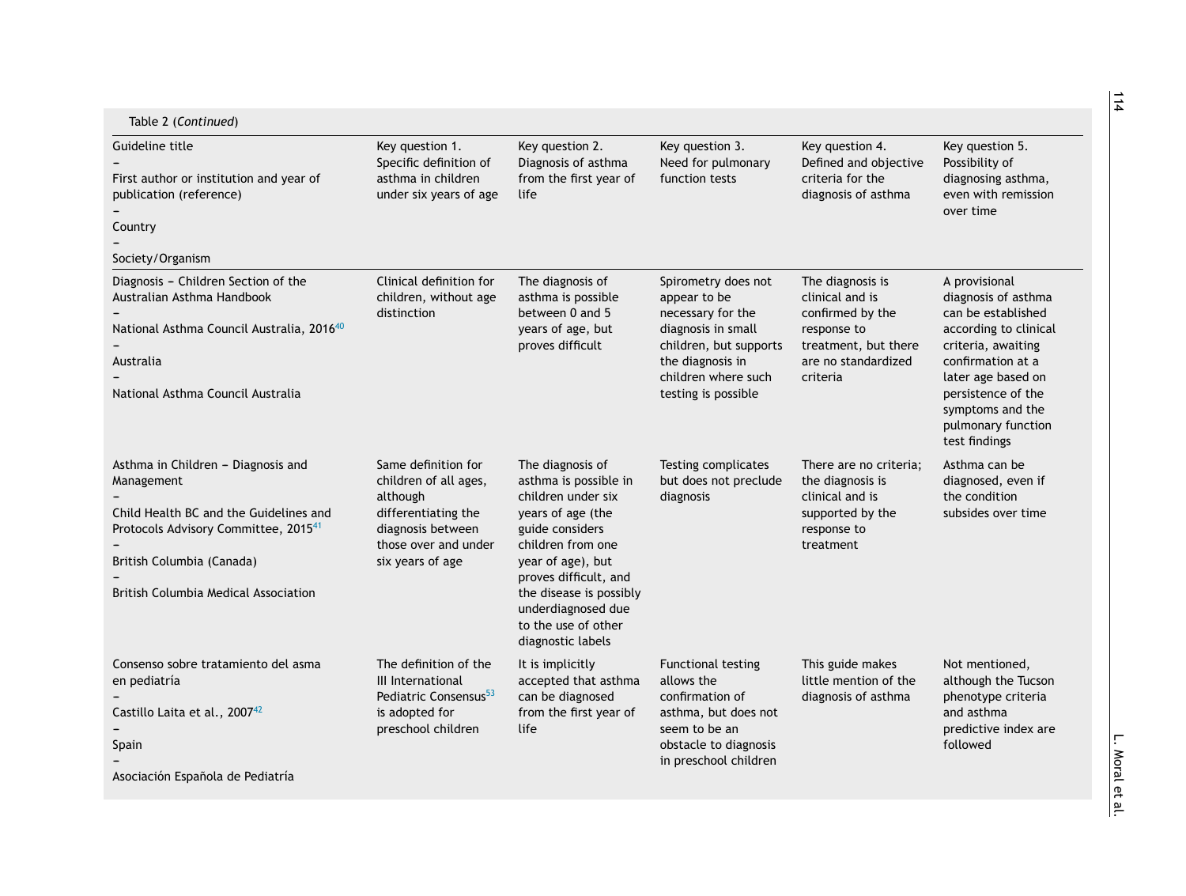Table 2 (*Continued*)

| Guideline title – First author or institution and year of publication (reference) – Country – Society/Organism | Key question 1. Specific definition of asthma in children under six years of age | Key question 2. Diagnosis of asthma from the first year of life | Key question 3. Need for pulmonary function tests | Key question 4. Defined and objective criteria for the diagnosis of asthma | Key question 5. Possibility of diagnosing asthma, even with remission over time |
|---|---|---|---|---|---|
| Diagnosis – Children Section of the Australian Asthma Handbook – National Asthma Council Australia, 2016[40] – Australia – National Asthma Council Australia | Clinical definition for children, without age distinction | The diagnosis of asthma is possible between 0 and 5 years of age, but proves difficult | Spirometry does not appear to be necessary for the diagnosis in small children, but supports the diagnosis in children where such testing is possible | The diagnosis is clinical and is confirmed by the response to treatment, but there are no standardized criteria | A provisional diagnosis of asthma can be established according to clinical criteria, awaiting confirmation at a later age based on persistence of the symptoms and the pulmonary function test findings |
| Asthma in Children – Diagnosis and Management – Child Health BC and the Guidelines and Protocols Advisory Committee, 2015[41] – British Columbia (Canada) – British Columbia Medical Association | Same definition for children of all ages, although differentiating the diagnosis between those over and under six years of age | The diagnosis of asthma is possible in children under six years of age (the guide considers children from one year of age), but proves difficult, and the disease is possibly underdiagnosed due to the use of other diagnostic labels | Testing complicates but does not preclude diagnosis | There are no criteria; the diagnosis is clinical and is supported by the response to treatment | Asthma can be diagnosed, even if the condition subsides over time |
| Consenso sobre tratamiento del asma en pediatría – Castillo Laita et al., 2007[42] – Spain – Asociación Española de Pediatría | The definition of the III International Pediatric Consensus[53] is adopted for preschool children | It is implicitly accepted that asthma can be diagnosed from the first year of life | Functional testing allows the confirmation of asthma, but does not seem to be an obstacle to diagnosis in preschool children | This guide makes little mention of the diagnosis of asthma | Not mentioned, although the Tucson phenotype criteria and asthma predictive index are followed |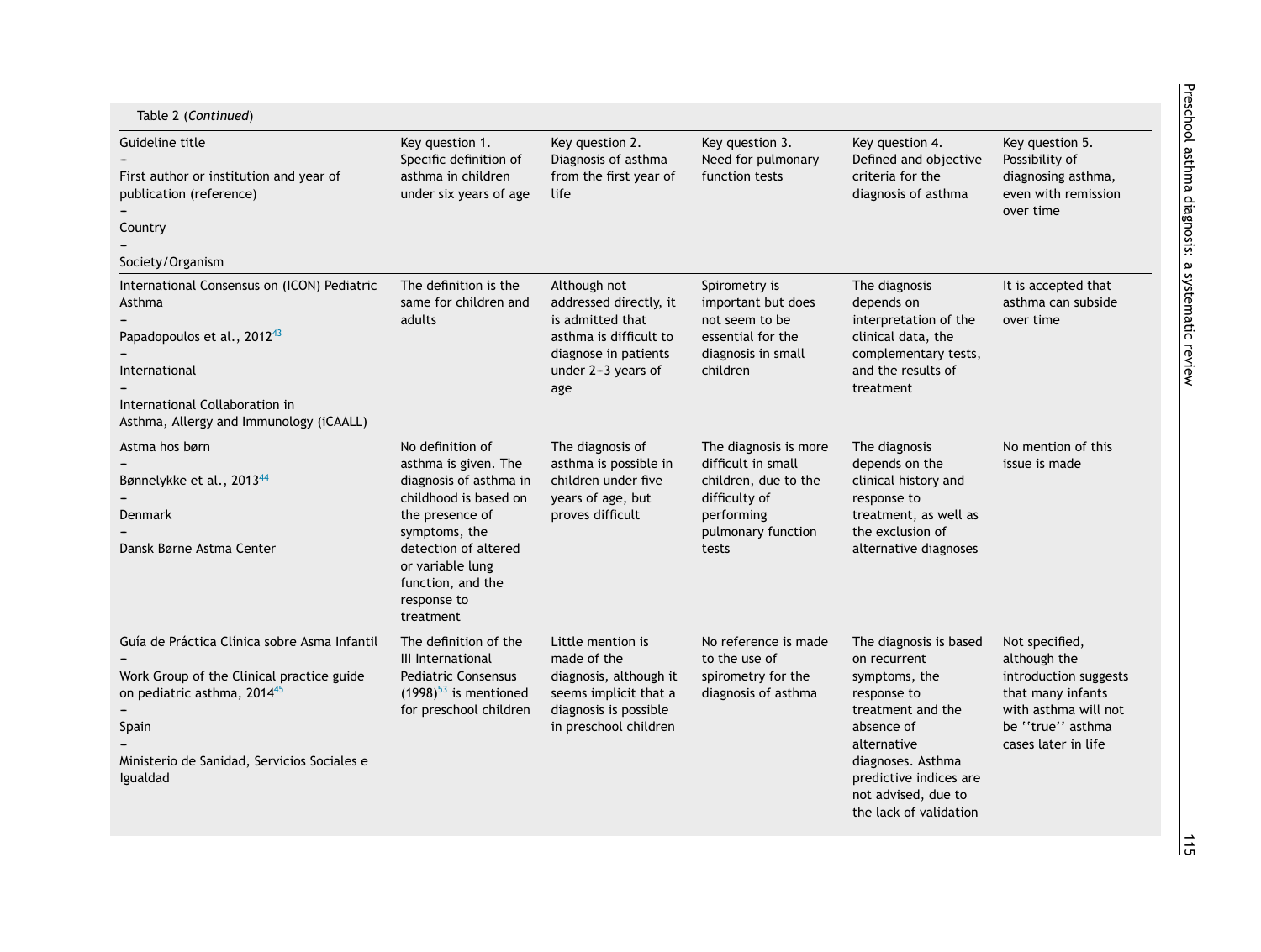Table 2 (*Continued*)

| Guideline title – First author or institution and year of publication (reference) – Country – Society/Organism | Key question 1. Specific definition of asthma in children under six years of age | Key question 2. Diagnosis of asthma from the first year of life | Key question 3. Need for pulmonary function tests | Key question 4. Defined and objective criteria for the diagnosis of asthma | Key question 5. Possibility of diagnosing asthma, even with remission over time |
|---|---|---|---|---|---|
| International Consensus on (ICON) Pediatric Asthma – Papadopoulos et al., 2012[43] – International – International Collaboration in Asthma, Allergy and Immunology (iCAALL) | The definition is the same for children and adults | Although not addressed directly, it is admitted that asthma is difficult to diagnose in patients under 2–3 years of age | Spirometry is important but does not seem to be essential for the diagnosis in small children | The diagnosis depends on interpretation of the clinical data, the complementary tests, and the results of treatment | It is accepted that asthma can subside over time |
| Astma hos børn – Bønnelykke et al., 2013[44] – Denmark – Dansk Børne Astma Center | No definition of asthma is given. The diagnosis of asthma in childhood is based on the presence of symptoms, the detection of altered or variable lung function, and the response to treatment | The diagnosis of asthma is possible in children under five years of age, but proves difficult | The diagnosis is more difficult in small children, due to the difficulty of performing pulmonary function tests | The diagnosis depends on the clinical history and response to treatment, as well as the exclusion of alternative diagnoses | No mention of this issue is made |
| Guía de Práctica Clínica sobre Asma Infantil – Work Group of the Clinical practice guide on pediatric asthma, 2014[45] – Spain – Ministerio de Sanidad, Servicios Sociales e Igualdad | The definition of the III International Pediatric Consensus (1998)[53] is mentioned for preschool children | Little mention is made of the diagnosis, although it seems implicit that a diagnosis is possible in preschool children | No reference is made to the use of spirometry for the diagnosis of asthma | The diagnosis is based on recurrent symptoms, the response to treatment and the absence of alternative diagnoses. Asthma predictive indices are not advised, due to the lack of validation | Not specified, although the introduction suggests that many infants with asthma will not be ''true'' asthma cases later in life |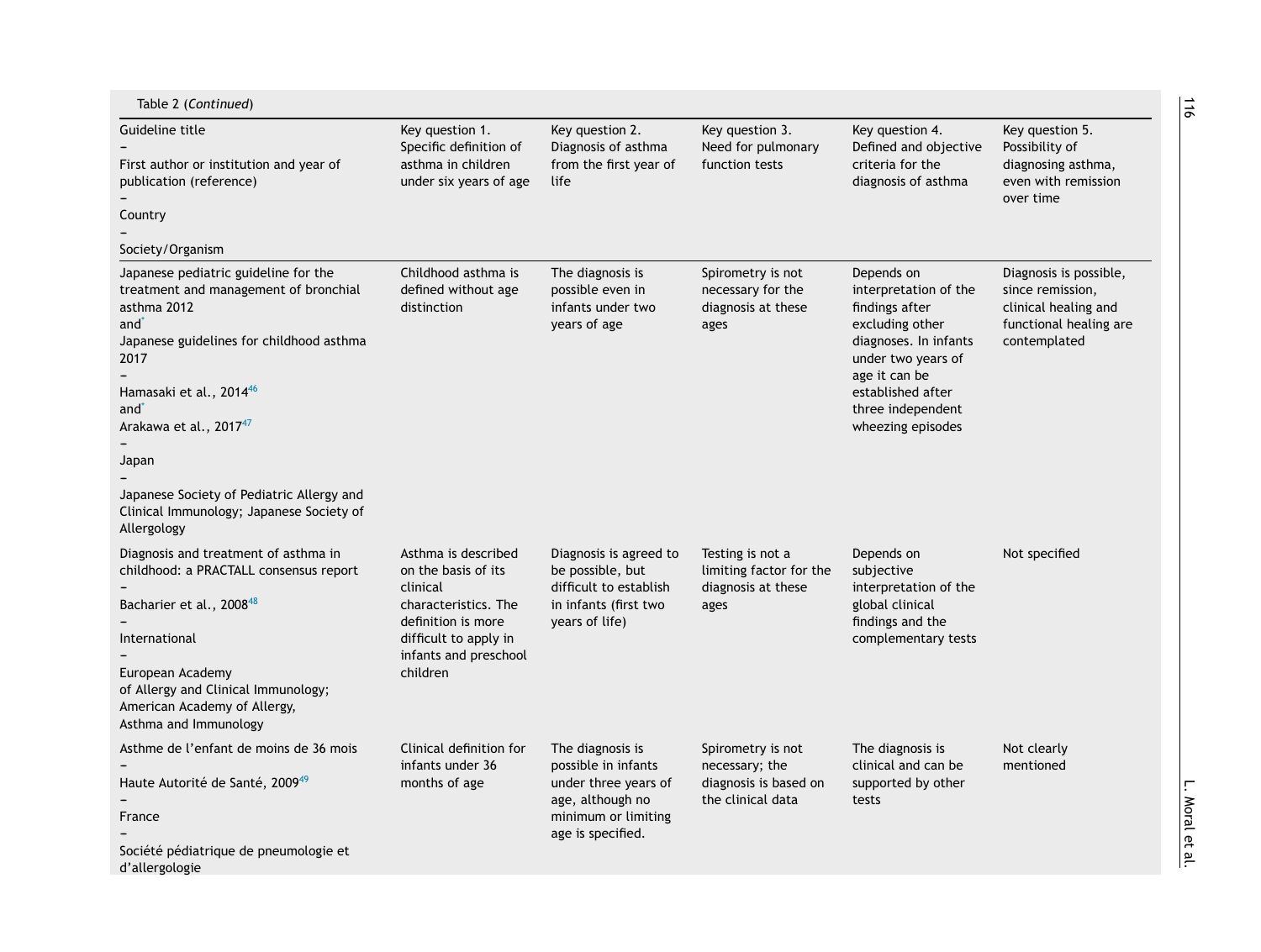Table 2 (*Continued*)

| Guideline title – First author or institution and year of publication (reference) – Country – Society/Organism | Key question 1. Specific definition of asthma in children under six years of age | Key question 2. Diagnosis of asthma from the first year of life | Key question 3. Need for pulmonary function tests | Key question 4. Defined and objective criteria for the diagnosis of asthma | Key question 5. Possibility of diagnosing asthma, even with remission over time |
|---|---|---|---|---|---|
| Japanese pediatric guideline for the treatment and management of bronchial asthma 2012 and[*] Japanese guidelines for childhood asthma 2017 – Hamasaki et al., 2014[46] and[*] Arakawa et al., 2017[47] – Japan – Japanese Society of Pediatric Allergy and Clinical Immunology; Japanese Society of Allergology | Childhood asthma is defined without age distinction | The diagnosis is possible even in infants under two years of age | Spirometry is not necessary for the diagnosis at these ages | Depends on interpretation of the findings after excluding other diagnoses. In infants under two years of age it can be established after three independent wheezing episodes | Diagnosis is possible, since remission, clinical healing and functional healing are contemplated |
| Diagnosis and treatment of asthma in childhood: a PRACTALL consensus report – Bacharier et al., 2008[48] – International – European Academy of Allergy and Clinical Immunology; American Academy of Allergy, Asthma and Immunology | Asthma is described on the basis of its clinical characteristics. The definition is more difficult to apply in infants and preschool children | Diagnosis is agreed to be possible, but difficult to establish in infants (first two years of life) | Testing is not a limiting factor for the diagnosis at these ages | Depends on subjective interpretation of the global clinical findings and the complementary tests | Not specified |
| Asthme de l'enfant de moins de 36 mois – Haute Autorité de Santé, 2009[49] – France – Société pédiatrique de pneumologie et d'allergologie | Clinical definition for infants under 36 months of age | The diagnosis is possible in infants under three years of age, although no minimum or limiting age is specified. | Spirometry is not necessary; the diagnosis is based on the clinical data | The diagnosis is clinical and can be supported by other tests | Not clearly mentioned |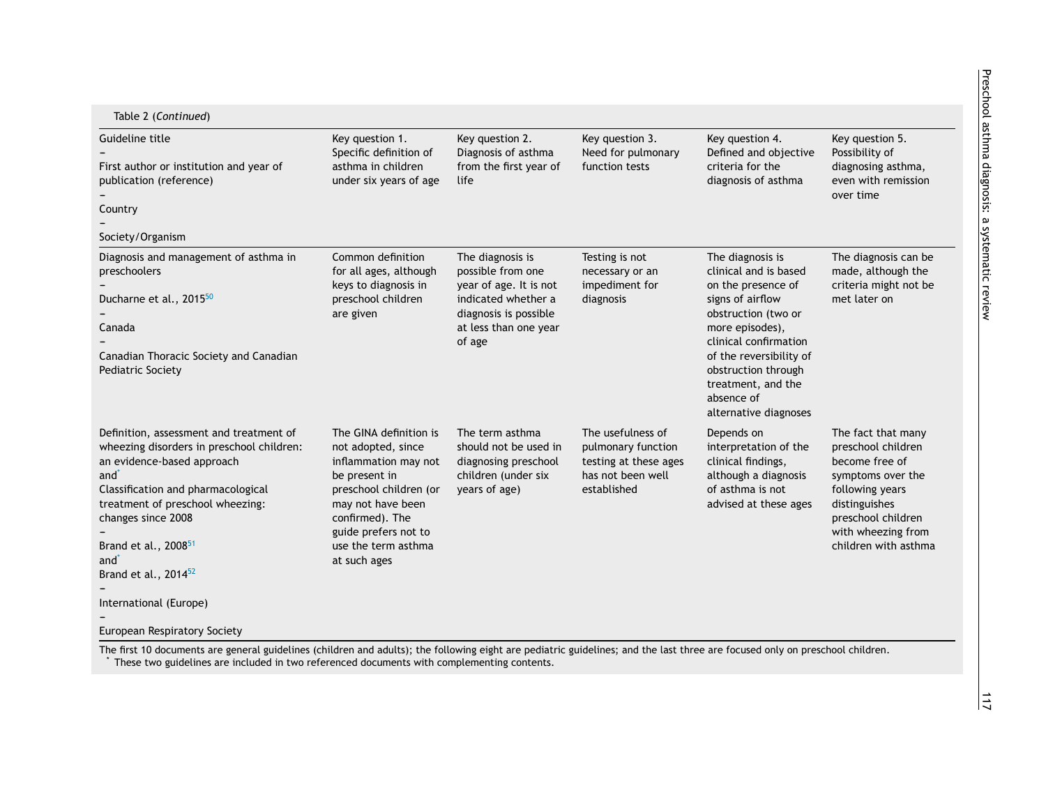Table 2 (*Continued*)

| Guideline title – First author or institution and year of publication (reference) – Country – Society/Organism | Key question 1. Specific definition of asthma in children under six years of age | Key question 2. Diagnosis of asthma from the first year of life | Key question 3. Need for pulmonary function tests | Key question 4. Defined and objective criteria for the diagnosis of asthma | Key question 5. Possibility of diagnosing asthma, even with remission over time |
|---|---|---|---|---|---|
| Diagnosis and management of asthma in preschoolers – Ducharne et al., 2015[50] – Canada – Canadian Thoracic Society and Canadian Pediatric Society | Common definition for all ages, although keys to diagnosis in preschool children are given | The diagnosis is possible from one year of age. It is not indicated whether a diagnosis is possible at less than one year of age | Testing is not necessary or an impediment for diagnosis | The diagnosis is clinical and is based on the presence of signs of airflow obstruction (two or more episodes), clinical confirmation of the reversibility of obstruction through treatment, and the absence of alternative diagnoses | The diagnosis can be made, although the criteria might not be met later on |
| Definition, assessment and treatment of wheezing disorders in preschool children: an evidence-based approach and[*] Classification and pharmacological treatment of preschool wheezing: changes since 2008 – Brand et al., 2008[51] and[*] Brand et al., 2014[52] – International (Europe) – European Respiratory Society | The GINA definition is not adopted, since inflammation may not be present in preschool children (or may not have been confirmed). The guide prefers not to use the term asthma at such ages | The term asthma should not be used in diagnosing preschool children (under six years of age) | The usefulness of pulmonary function testing at these ages has not been well established | Depends on interpretation of the clinical findings, although a diagnosis of asthma is not advised at these ages | The fact that many preschool children become free of symptoms over the following years distinguishes preschool children with wheezing from children with asthma |

The first 10 documents are general guidelines (children and adults); the following eight are pediatric guidelines; and the last three are focused only on preschool children.
[*] These two guidelines are included in two referenced documents with complementing contents.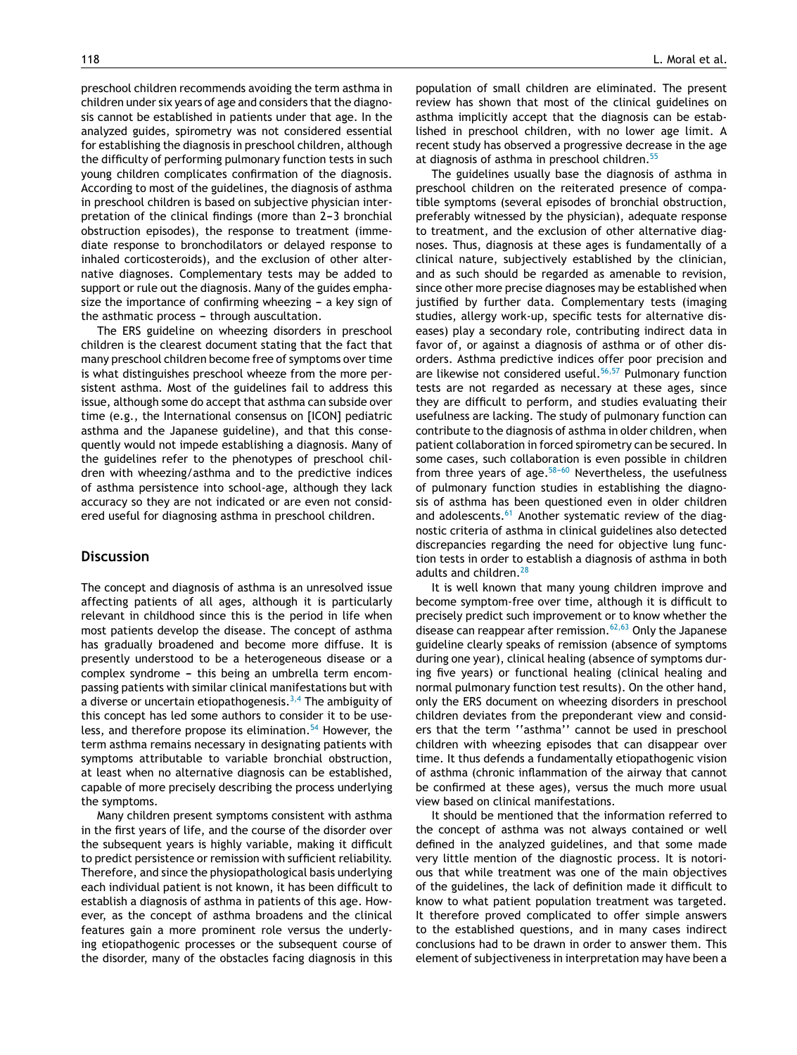preschool children recommends avoiding the term asthma in children under six years of age and considers that the diagnosis cannot be established in patients under that age. In the analyzed guides, spirometry was not considered essential for establishing the diagnosis in preschool children, although the difficulty of performing pulmonary function tests in such young children complicates confirmation of the diagnosis. According to most of the guidelines, the diagnosis of asthma in preschool children is based on subjective physician interpretation of the clinical findings (more than 2−3 bronchial obstruction episodes), the response to treatment (immediate response to bronchodilators or delayed response to inhaled corticosteroids), and the exclusion of other alternative diagnoses. Complementary tests may be added to support or rule out the diagnosis. Many of the guides emphasize the importance of confirming wheezing − a key sign of the asthmatic process − through auscultation.

The ERS guideline on wheezing disorders in preschool children is the clearest document stating that the fact that many preschool children become free of symptoms over time is what distinguishes preschool wheeze from the more persistent asthma. Most of the guidelines fail to address this issue, although some do accept that asthma can subside over time (e.g., the International consensus on [ICON] pediatric asthma and the Japanese guideline), and that this consequently would not impede establishing a diagnosis. Many of the guidelines refer to the phenotypes of preschool children with wheezing/asthma and to the predictive indices of asthma persistence into school-age, although they lack accuracy so they are not indicated or are even not considered useful for diagnosing asthma in preschool children.

## Discussion

The concept and diagnosis of asthma is an unresolved issue affecting patients of all ages, although it is particularly relevant in childhood since this is the period in life when most patients develop the disease. The concept of asthma has gradually broadened and become more diffuse. It is presently understood to be a heterogeneous disease or a complex syndrome − this being an umbrella term encompassing patients with similar clinical manifestations but with a diverse or uncertain etiopathogenesis.[3,4] The ambiguity of this concept has led some authors to consider it to be useless, and therefore propose its elimination.[54] However, the term asthma remains necessary in designating patients with symptoms attributable to variable bronchial obstruction, at least when no alternative diagnosis can be established, capable of more precisely describing the process underlying the symptoms.

Many children present symptoms consistent with asthma in the first years of life, and the course of the disorder over the subsequent years is highly variable, making it difficult to predict persistence or remission with sufficient reliability. Therefore, and since the physiopathological basis underlying each individual patient is not known, it has been difficult to establish a diagnosis of asthma in patients of this age. However, as the concept of asthma broadens and the clinical features gain a more prominent role versus the underlying etiopathogenic processes or the subsequent course of the disorder, many of the obstacles facing diagnosis in this population of small children are eliminated. The present review has shown that most of the clinical guidelines on asthma implicitly accept that the diagnosis can be established in preschool children, with no lower age limit. A recent study has observed a progressive decrease in the age at diagnosis of asthma in preschool children.[55]

The guidelines usually base the diagnosis of asthma in preschool children on the reiterated presence of compatible symptoms (several episodes of bronchial obstruction, preferably witnessed by the physician), adequate response to treatment, and the exclusion of other alternative diagnoses. Thus, diagnosis at these ages is fundamentally of a clinical nature, subjectively established by the clinician, and as such should be regarded as amenable to revision, since other more precise diagnoses may be established when justified by further data. Complementary tests (imaging studies, allergy work-up, specific tests for alternative diseases) play a secondary role, contributing indirect data in favor of, or against a diagnosis of asthma or of other disorders. Asthma predictive indices offer poor precision and are likewise not considered useful.[56,57] Pulmonary function tests are not regarded as necessary at these ages, since they are difficult to perform, and studies evaluating their usefulness are lacking. The study of pulmonary function can contribute to the diagnosis of asthma in older children, when patient collaboration in forced spirometry can be secured. In some cases, such collaboration is even possible in children from three years of age.[58−60] Nevertheless, the usefulness of pulmonary function studies in establishing the diagnosis of asthma has been questioned even in older children and adolescents.[61] Another systematic review of the diagnostic criteria of asthma in clinical guidelines also detected discrepancies regarding the need for objective lung function tests in order to establish a diagnosis of asthma in both adults and children.[28]

It is well known that many young children improve and become symptom-free over time, although it is difficult to precisely predict such improvement or to know whether the disease can reappear after remission.[62,63] Only the Japanese guideline clearly speaks of remission (absence of symptoms during one year), clinical healing (absence of symptoms during five years) or functional healing (clinical healing and normal pulmonary function test results). On the other hand, only the ERS document on wheezing disorders in preschool children deviates from the preponderant view and considers that the term ''asthma'' cannot be used in preschool children with wheezing episodes that can disappear over time. It thus defends a fundamentally etiopathogenic vision of asthma (chronic inflammation of the airway that cannot be confirmed at these ages), versus the much more usual view based on clinical manifestations.

It should be mentioned that the information referred to the concept of asthma was not always contained or well defined in the analyzed guidelines, and that some made very little mention of the diagnostic process. It is notorious that while treatment was one of the main objectives of the guidelines, the lack of definition made it difficult to know to what patient population treatment was targeted. It therefore proved complicated to offer simple answers to the established questions, and in many cases indirect conclusions had to be drawn in order to answer them. This element of subjectiveness in interpretation may have been a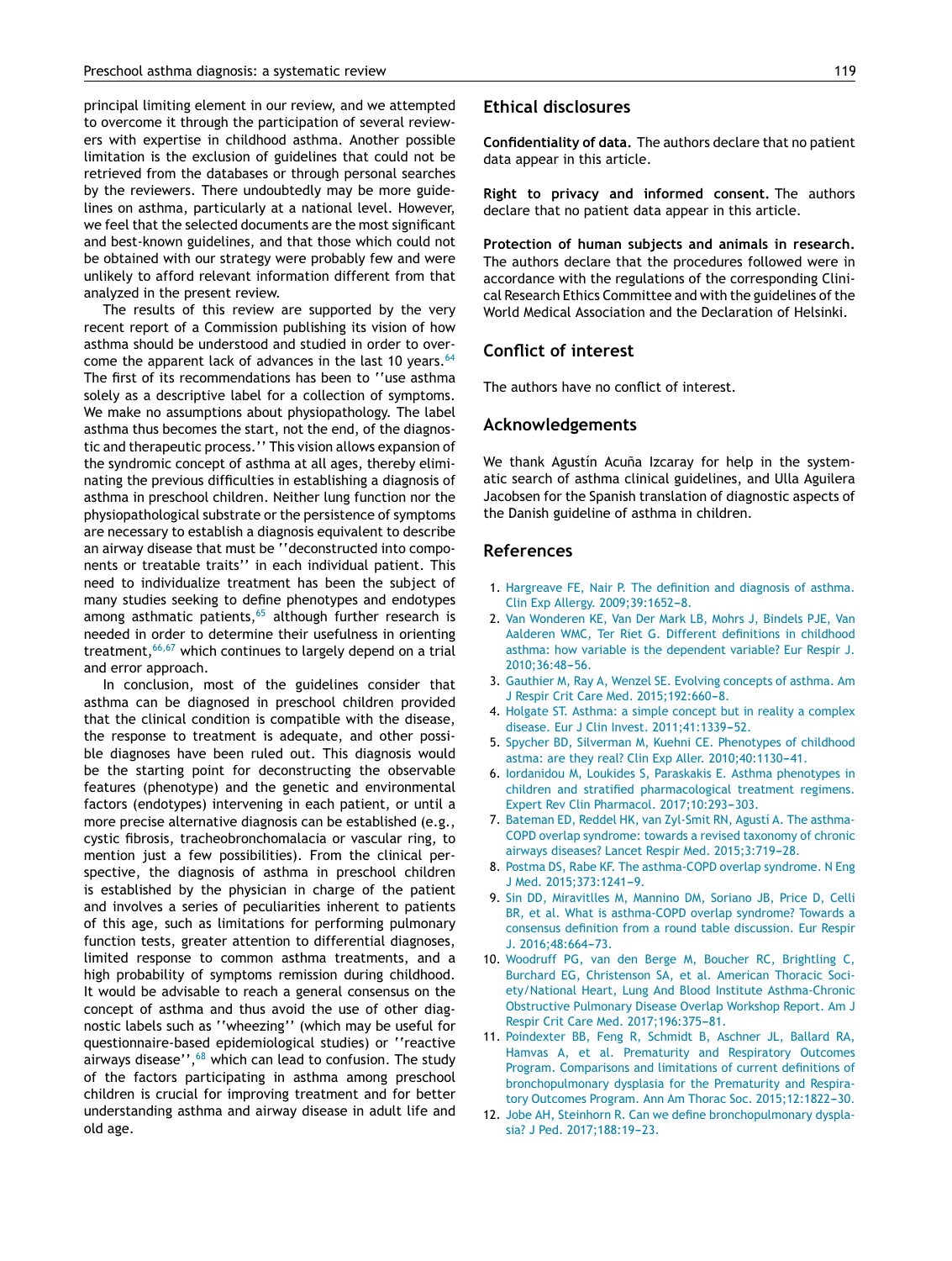principal limiting element in our review, and we attempted to overcome it through the participation of several reviewers with expertise in childhood asthma. Another possible limitation is the exclusion of guidelines that could not be retrieved from the databases or through personal searches by the reviewers. There undoubtedly may be more guidelines on asthma, particularly at a national level. However, we feel that the selected documents are the most significant and best-known guidelines, and that those which could not be obtained with our strategy were probably few and were unlikely to afford relevant information different from that analyzed in the present review.

The results of this review are supported by the very recent report of a Commission publishing its vision of how asthma should be understood and studied in order to overcome the apparent lack of advances in the last 10 years.[64] The first of its recommendations has been to ''use asthma solely as a descriptive label for a collection of symptoms. We make no assumptions about physiopathology. The label asthma thus becomes the start, not the end, of the diagnostic and therapeutic process.'' This vision allows expansion of the syndromic concept of asthma at all ages, thereby eliminating the previous difficulties in establishing a diagnosis of asthma in preschool children. Neither lung function nor the physiopathological substrate or the persistence of symptoms are necessary to establish a diagnosis equivalent to describe an airway disease that must be ''deconstructed into components or treatable traits'' in each individual patient. This need to individualize treatment has been the subject of many studies seeking to define phenotypes and endotypes among asthmatic patients,[65] although further research is needed in order to determine their usefulness in orienting treatment,[66,67] which continues to largely depend on a trial and error approach.

In conclusion, most of the guidelines consider that asthma can be diagnosed in preschool children provided that the clinical condition is compatible with the disease, the response to treatment is adequate, and other possible diagnoses have been ruled out. This diagnosis would be the starting point for deconstructing the observable features (phenotype) and the genetic and environmental factors (endotypes) intervening in each patient, or until a more precise alternative diagnosis can be established (e.g., cystic fibrosis, tracheobronchomalacia or vascular ring, to mention just a few possibilities). From the clinical perspective, the diagnosis of asthma in preschool children is established by the physician in charge of the patient and involves a series of peculiarities inherent to patients of this age, such as limitations for performing pulmonary function tests, greater attention to differential diagnoses, limited response to common asthma treatments, and a high probability of symptoms remission during childhood. It would be advisable to reach a general consensus on the concept of asthma and thus avoid the use of other diagnostic labels such as ''wheezing'' (which may be useful for questionnaire-based epidemiological studies) or ''reactive airways disease'',[68] which can lead to confusion. The study of the factors participating in asthma among preschool children is crucial for improving treatment and for better understanding asthma and airway disease in adult life and old age.

## Ethical disclosures

**Confidentiality of data.** The authors declare that no patient data appear in this article.

**Right to privacy and informed consent.** The authors declare that no patient data appear in this article.

**Protection of human subjects and animals in research.** The authors declare that the procedures followed were in accordance with the regulations of the corresponding Clinical Research Ethics Committee and with the guidelines of the World Medical Association and the Declaration of Helsinki.

## Conflict of interest

The authors have no conflict of interest.

## Acknowledgements

We thank Agustín Acuña Izcaray for help in the systematic search of asthma clinical guidelines, and Ulla Aguilera Jacobsen for the Spanish translation of diagnostic aspects of the Danish guideline of asthma in children.

## References

1. Hargreave FE, Nair P. The definition and diagnosis of asthma. Clin Exp Allergy. 2009;39:1652–8.
2. Van Wonderen KE, Van Der Mark LB, Mohrs J, Bindels PJE, Van Aalderen WMC, Ter Riet G. Different definitions in childhood asthma: how variable is the dependent variable? Eur Respir J. 2010;36:48–56.
3. Gauthier M, Ray A, Wenzel SE. Evolving concepts of asthma. Am J Respir Crit Care Med. 2015;192:660–8.
4. Holgate ST. Asthma: a simple concept but in reality a complex disease. Eur J Clin Invest. 2011;41:1339–52.
5. Spycher BD, Silverman M, Kuehni CE. Phenotypes of childhood astma: are they real? Clin Exp Aller. 2010;40:1130–41.
6. Iordanidou M, Loukides S, Paraskakis E. Asthma phenotypes in children and stratified pharmacological treatment regimens. Expert Rev Clin Pharmacol. 2017;10:293–303.
7. Bateman ED, Reddel HK, van Zyl-Smit RN, Agustí A. The asthma-COPD overlap syndrome: towards a revised taxonomy of chronic airways diseases? Lancet Respir Med. 2015;3:719–28.
8. Postma DS, Rabe KF. The asthma-COPD overlap syndrome. N Eng J Med. 2015;373:1241–9.
9. Sin DD, Miravitlles M, Mannino DM, Soriano JB, Price D, Celli BR, et al. What is asthma-COPD overlap syndrome? Towards a consensus definition from a round table discussion. Eur Respir J. 2016;48:664–73.
10. Woodruff PG, van den Berge M, Boucher RC, Brightling C, Burchard EG, Christenson SA, et al. American Thoracic Society/National Heart, Lung And Blood Institute Asthma-Chronic Obstructive Pulmonary Disease Overlap Workshop Report. Am J Respir Crit Care Med. 2017;196:375–81.
11. Poindexter BB, Feng R, Schmidt B, Aschner JL, Ballard RA, Hamvas A, et al. Prematurity and Respiratory Outcomes Program. Comparisons and limitations of current definitions of bronchopulmonary dysplasia for the Prematurity and Respiratory Outcomes Program. Ann Am Thorac Soc. 2015;12:1822–30.
12. Jobe AH, Steinhorn R. Can we define bronchopulmonary dysplasia? J Ped. 2017;188:19–23.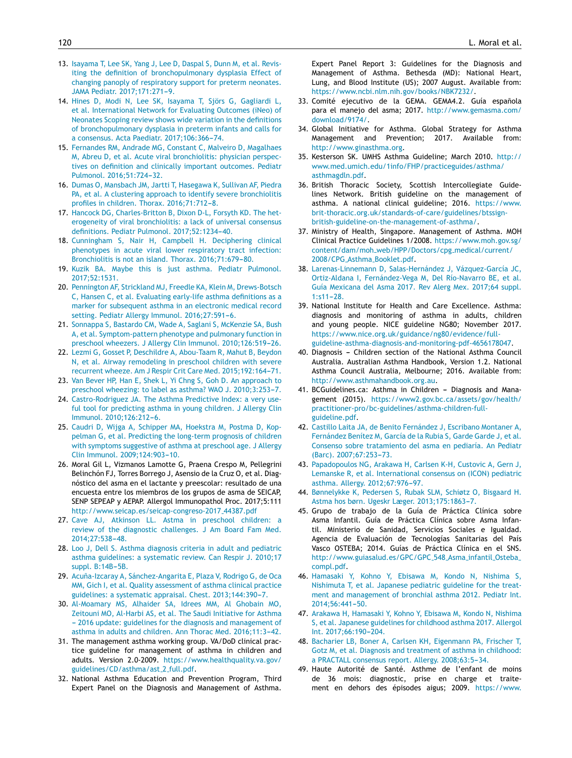13. Isayama T, Lee SK, Yang J, Lee D, Daspal S, Dunn M, et al. Revisiting the definition of bronchopulmonary dysplasia Effect of changing panoply of respiratory support for preterm neonates. JAMA Pediatr. 2017;171:271–9.
14. Hines D, Modi N, Lee SK, Isayama T, Sjörs G, Gagliardi L, et al. International Network for Evaluating Outcomes (iNeo) of Neonates Scoping review shows wide variation in the definitions of bronchopulmonary dysplasia in preterm infants and calls for a consensus. Acta Paediatr. 2017;106:366–74.
15. Fernandes RM, Andrade MG, Constant C, Malveiro D, Magalhaes M, Abreu D, et al. Acute viral bronchiolitis: physician perspectives on definition and clinically important outcomes. Pediatr Pulmonol. 2016;51:724–32.
16. Dumas O, Mansbach JM, Jartti T, Hasegawa K, Sullivan AF, Piedra PA, et al. A clustering approach to identify severe bronchiolitis profiles in children. Thorax. 2016;71:712–8.
17. Hancock DG, Charles-Britton B, Dixon D-L, Forsyth KD. The heterogeneity of viral bronchiolitis: a lack of universal consensus definitions. Pediatr Pulmonol. 2017;52:1234–40.
18. Cunningham S, Nair H, Campbell H. Deciphering clinical phenotypes in acute viral lower respiratory tract infection: Bronchiolitis is not an island. Thorax. 2016;71:679–80.
19. Kuzik BA. Maybe this is just asthma. Pediatr Pulmonol. 2017;52:1531.
20. Pennington AF, Strickland MJ, Freedle KA, Klein M, Drews-Botsch C, Hansen C, et al. Evaluating early-life asthma definitions as a marker for subsequent asthma in an electronic medical record setting. Pediatr Allergy Immunol. 2016;27:591–6.
21. Sonnappa S, Bastardo CM, Wade A, Saglani S, McKenzie SA, Bush A, et al. Symptom-pattern phenotype and pulmonary function in preschool wheezers. J Allergy Clin Immunol. 2010;126:519–26.
22. Lezmi G, Gosset P, Deschildre A, Abou-Taam R, Mahut B, Beydon N, et al. Airway remodeling in preschool children with severe recurrent wheeze. Am J Respir Crit Care Med. 2015;192:164–71.
23. Van Bever HP, Han E, Shek L, Yi Chng S, Goh D. An approach to preschool wheezing: to label as asthma? WAO J. 2010;3:253–7.
24. Castro-Rodriguez JA. The Asthma Predictive Index: a very useful tool for predicting asthma in young children. J Allergy Clin Immunol. 2010;126:212–6.
25. Caudri D, Wijga A, Schipper MA, Hoekstra M, Postma D, Koppelman G, et al. Predicting the long-term prognosis of children with symptoms suggestive of asthma at preschool age. J Allergy Clin Immunol. 2009;124:903–10.
26. Moral Gil L, Vizmanos Lamotte G, Praena Crespo M, Pellegrini Belinchón FJ, Torres Borrego J, Asensio de la Cruz O, et al. Diagnóstico del asma en el lactante y preescolar: resultado de una encuesta entre los miembros de los grupos de asma de SEICAP, SENP SEPEAP y AEPAP. Allergol Immunopathol Proc. 2017;5:111 http://www.seicap.es/seicap-congreso-2017_44387.pdf
27. Cave AJ, Atkinson LL. Astma in preschool children: a review of the diagnostic challenges. J Am Board Fam Med. 2014;27:538–48.
28. Loo J, Dell S. Asthma diagnosis criteria in adult and pediatric asthma guidelines: a systematic review. Can Respir J. 2010;17 suppl. B:14B–5B.
29. Acuña-Izcaray A, Sánchez-Angarita E, Plaza V, Rodrigo G, de Oca MM, Gich I, et al. Quality assessment of asthma clinical practice guidelines: a systematic appraisal. Chest. 2013;144:390–7.
30. Al-Moamary MS, Alhaider SA, Idrees MM, Al Ghobain MO, Zeitouni MO, Al-Harbi AS, et al. The Saudi Initiative for Asthma – 2016 update: guidelines for the diagnosis and management of asthma in adults and children. Ann Thorac Med. 2016;11:3–42.
31. The management asthma working group. VA/DoD clinical practice guideline for management of asthma in children and adults. Version 2.0-2009. https://www.healthquality.va.gov/guidelines/CD/asthma/ast_2_full.pdf.
32. National Asthma Education and Prevention Program, Third Expert Panel on the Diagnosis and Management of Asthma. Expert Panel Report 3: Guidelines for the Diagnosis and Management of Asthma. Bethesda (MD): National Heart, Lung, and Blood Institute (US); 2007 August. Available from: https://www.ncbi.nlm.nih.gov/books/NBK7232/.
33. Comité ejecutivo de la GEMA. GEMA4.2. Guía española para el manejo del asma; 2017. http://www.gemasma.com/download/9174/.
34. Global Initiative for Asthma. Global Strategy for Asthma Management and Prevention; 2017. Available from: http://www.ginasthma.org.
35. Kesterson SK. UMHS Asthma Guideline; March 2010. http://www.med.umich.edu/1info/FHP/practiceguides/asthma/asthmagdln.pdf.
36. British Thoracic Society, Scottish Intercollegiate Guidelines Network. British guideline on the management of asthma. A national clinical guideline; 2016. https://www.brit-thoracic.org.uk/standards-of-care/guidelines/btssign-british-guideline-on-the-management-of-asthma/.
37. Ministry of Health, Singapore. Management of Asthma. MOH Clinical Practice Guidelines 1/2008. https://www.moh.gov.sg/content/dam/moh_web/HPP/Doctors/cpg_medical/current/2008/CPG_Asthma_Booklet.pdf.
38. Larenas-Linnemann D, Salas-Hernández J, Vázquez-García JC, Ortiz-Aldana I, Fernández-Vega M, Del Río-Navarro BE, et al. Guía Mexicana del Asma 2017. Rev Alerg Mex. 2017;64 suppl. 1:s11–28.
39. National Institute for Health and Care Excellence. Asthma: diagnosis and monitoring of asthma in adults, children and young people. NICE guideline NG80; November 2017. https://www.nice.org.uk/guidance/ng80/evidence/full-guideline-asthma-diagnosis-and-monitoring-pdf-4656178047.
40. Diagnosis – Children section of the National Asthma Council Australia. Australian Asthma Handbook, Version 1.2. National Asthma Council Australia, Melbourne; 2016. Available from: http://www.asthmahandbook.org.au.
41. BCGuidelines.ca: Asthma in Children – Diagnosis and Management (2015). https://www2.gov.bc.ca/assets/gov/health/practitioner-pro/bc-guidelines/asthma-children-full-guideline.pdf.
42. Castillo Laita JA, de Benito Fernández J, Escribano Montaner A, Fernández Benítez M, García de la Rubia S, Garde Garde J, et al. Consenso sobre tratamiento del asma en pediatría. An Pediatr (Barc). 2007;67:253–73.
43. Papadopoulos NG, Arakawa H, Carlsen K-H, Custovic A, Gern J, Lemanske R, et al. International consensus on (ICON) pediatric asthma. Allergy. 2012;67:976–97.
44. Bønnelykke K, Pedersen S, Rubak SLM, Schiøtz O, Bisgaard H. Astma hos børn. Ugeskr Læger. 2013;175:1863–7.
45. Grupo de trabajo de la Guía de Práctica Clínica sobre Asma Infantil. Guía de Práctica Clínica sobre Asma Infantil. Ministerio de Sanidad, Servicios Sociales e Igualdad. Agencia de Evaluación de Tecnologías Sanitarias del País Vasco OSTEBA; 2014. Guías de Práctica Clínica en el SNS. http://www.guiasalud.es/GPC/GPC_548_Asma_infantil_Osteba_compl.pdf.
46. Hamasaki Y, Kohno Y, Ebisawa M, Kondo N, Nishima S, Nishimuta T, et al. Japanese pediatric guideline for the treatment and management of bronchial asthma 2012. Pediatr Int. 2014;56:441–50.
47. Arakawa H, Hamasaki Y, Kohno Y, Ebisawa M, Kondo N, Nishima S, et al. Japanese guidelines for childhood asthma 2017. Allergol Int. 2017;66:190–204.
48. Bacharier LB, Boner A, Carlsen KH, Eigenmann PA, Frischer T, Gotz M, et al. Diagnosis and treatment of asthma in childhood: a PRACTALL consensus report. Allergy. 2008;63:5–34.
49. Haute Autorité de Santé. Asthme de l'enfant de moins de 36 mois: diagnostic, prise en charge et traitement en dehors des épisodes aigus; 2009. https://www.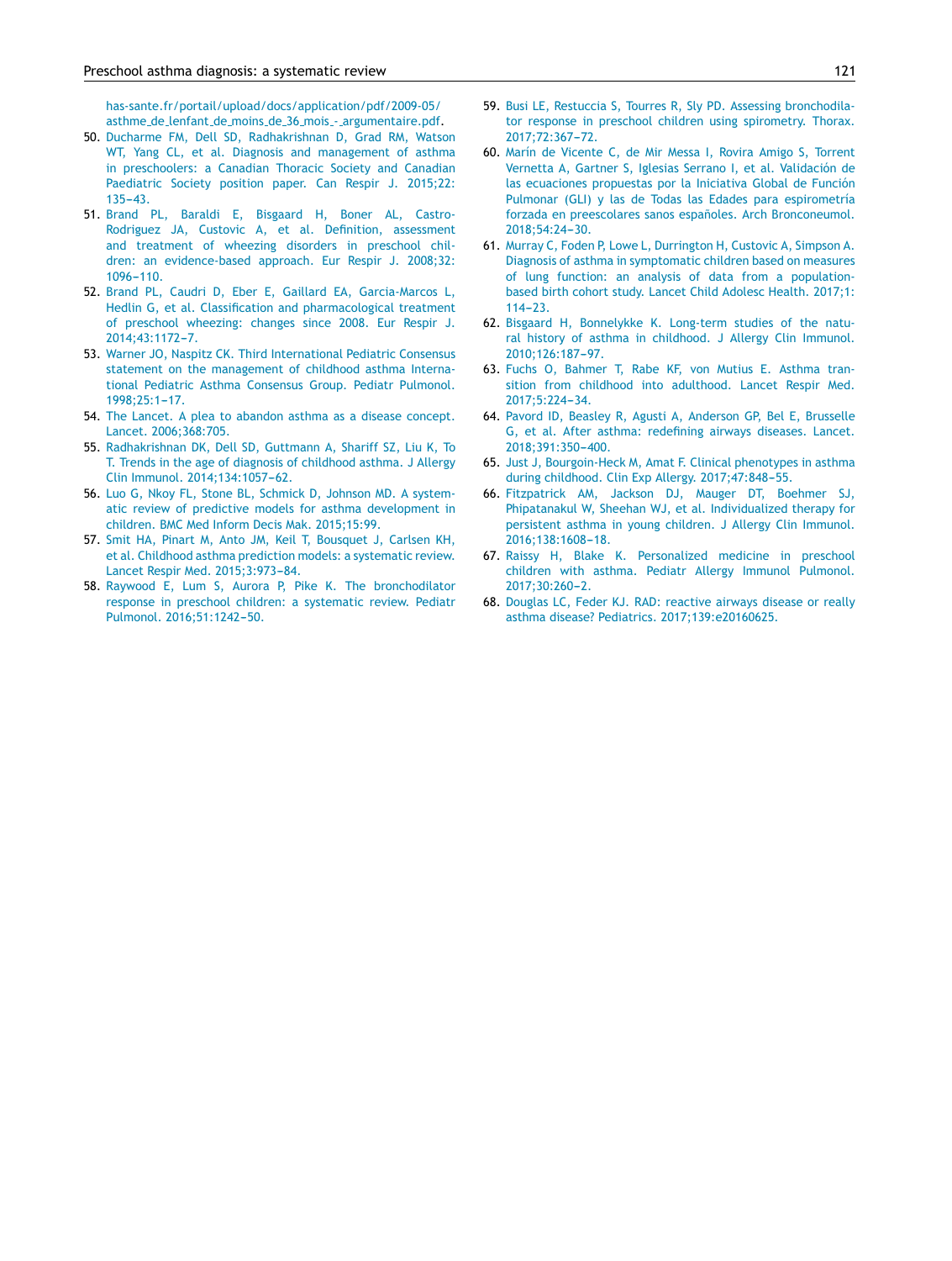has-sante.fr/portail/upload/docs/application/pdf/2009-05/asthme_de_lenfant_de_moins_de_36_mois_-_argumentaire.pdf.

50. Ducharme FM, Dell SD, Radhakrishnan D, Grad RM, Watson WT, Yang CL, et al. Diagnosis and management of asthma in preschoolers: a Canadian Thoracic Society and Canadian Paediatric Society position paper. Can Respir J. 2015;22:135–43.
51. Brand PL, Baraldi E, Bisgaard H, Boner AL, Castro-Rodriguez JA, Custovic A, et al. Definition, assessment and treatment of wheezing disorders in preschool children: an evidence-based approach. Eur Respir J. 2008;32:1096–110.
52. Brand PL, Caudri D, Eber E, Gaillard EA, Garcia-Marcos L, Hedlin G, et al. Classification and pharmacological treatment of preschool wheezing: changes since 2008. Eur Respir J. 2014;43:1172–7.
53. Warner JO, Naspitz CK. Third International Pediatric Consensus statement on the management of childhood asthma International Pediatric Asthma Consensus Group. Pediatr Pulmonol. 1998;25:1–17.
54. The Lancet. A plea to abandon asthma as a disease concept. Lancet. 2006;368:705.
55. Radhakrishnan DK, Dell SD, Guttmann A, Shariff SZ, Liu K, To T. Trends in the age of diagnosis of childhood asthma. J Allergy Clin Immunol. 2014;134:1057–62.
56. Luo G, Nkoy FL, Stone BL, Schmick D, Johnson MD. A systematic review of predictive models for asthma development in children. BMC Med Inform Decis Mak. 2015;15:99.
57. Smit HA, Pinart M, Anto JM, Keil T, Bousquet J, Carlsen KH, et al. Childhood asthma prediction models: a systematic review. Lancet Respir Med. 2015;3:973–84.
58. Raywood E, Lum S, Aurora P, Pike K. The bronchodilator response in preschool children: a systematic review. Pediatr Pulmonol. 2016;51:1242–50.
59. Busi LE, Restuccia S, Tourres R, Sly PD. Assessing bronchodilator response in preschool children using spirometry. Thorax. 2017;72:367–72.
60. Marín de Vicente C, de Mir Messa I, Rovira Amigo S, Torrent Vernetta A, Gartner S, Iglesias Serrano I, et al. Validación de las ecuaciones propuestas por la Iniciativa Global de Función Pulmonar (GLI) y las de Todas las Edades para espirometría forzada en preescolares sanos españoles. Arch Bronconeumol. 2018;54:24–30.
61. Murray C, Foden P, Lowe L, Durrington H, Custovic A, Simpson A. Diagnosis of asthma in symptomatic children based on measures of lung function: an analysis of data from a population-based birth cohort study. Lancet Child Adolesc Health. 2017;1:114–23.
62. Bisgaard H, Bonnelykke K. Long-term studies of the natural history of asthma in childhood. J Allergy Clin Immunol. 2010;126:187–97.
63. Fuchs O, Bahmer T, Rabe KF, von Mutius E. Asthma transition from childhood into adulthood. Lancet Respir Med. 2017;5:224–34.
64. Pavord ID, Beasley R, Agusti A, Anderson GP, Bel E, Brusselle G, et al. After asthma: redefining airways diseases. Lancet. 2018;391:350–400.
65. Just J, Bourgoin-Heck M, Amat F. Clinical phenotypes in asthma during childhood. Clin Exp Allergy. 2017;47:848–55.
66. Fitzpatrick AM, Jackson DJ, Mauger DT, Boehmer SJ, Phipatanakul W, Sheehan WJ, et al. Individualized therapy for persistent asthma in young children. J Allergy Clin Immunol. 2016;138:1608–18.
67. Raissy H, Blake K. Personalized medicine in preschool children with asthma. Pediatr Allergy Immunol Pulmonol. 2017;30:260–2.
68. Douglas LC, Feder KJ. RAD: reactive airways disease or really asthma disease? Pediatrics. 2017;139:e20160625.